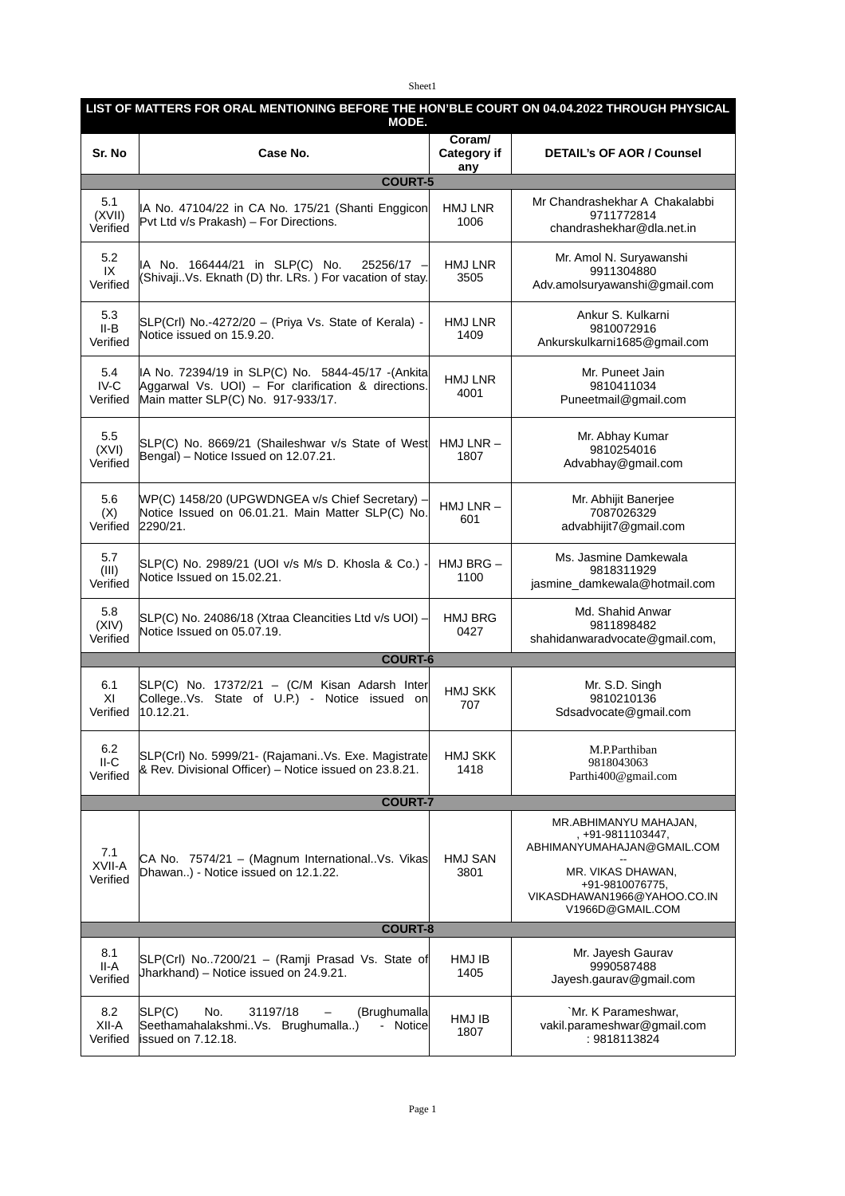| LIST OF MATTERS FOR ORAL MENTIONING BEFORE THE HON'BLE COURT ON 04.04.2022 THROUGH PHYSICAL MODE. | | | |
|---|---|---|---|
| **Sr. No** | **Case No.** | **Coram/ Category if any** | **DETAIL's OF AOR / Counsel** |
| **COURT-5** | | | |
| 5.1 (XVII) Verified | IA No. 47104/22 in CA No. 175/21 (Shanti Enggicon Pvt Ltd v/s Prakash) – For Directions. | HMJ LNR 1006 | Mr Chandrashekhar A Chakalabbi 9711772814 chandrashekhar@dla.net.in |
| 5.2 IX Verified | IA No. 166444/21 in SLP(C) No. 25256/17 – (Shivaji..Vs. Eknath (D) thr. LRs. ) For vacation of stay. | HMJ LNR 3505 | Mr. Amol N. Suryawanshi 9911304880 Adv.amolsuryawanshi@gmail.com |
| 5.3 II-B Verified | SLP(Crl) No.-4272/20 – (Priya Vs. State of Kerala) - Notice issued on 15.9.20. | HMJ LNR 1409 | Ankur S. Kulkarni 9810072916 Ankurskulkarni1685@gmail.com |
| 5.4 IV-C Verified | IA No. 72394/19 in SLP(C) No. 5844-45/17 -(Ankita Aggarwal Vs. UOI) – For clarification & directions. Main matter SLP(C) No. 917-933/17. | HMJ LNR 4001 | Mr. Puneet Jain 9810411034 Puneetmail@gmail.com |
| 5.5 (XVI) Verified | SLP(C) No. 8669/21 (Shaileshwar v/s State of West Bengal) – Notice Issued on 12.07.21. | HMJ LNR – 1807 | Mr. Abhay Kumar 9810254016 Advabhay@gmail.com |
| 5.6 (X) Verified | WP(C) 1458/20 (UPGWDNGEA v/s Chief Secretary) – Notice Issued on 06.01.21. Main Matter SLP(C) No. 2290/21. | HMJ LNR – 601 | Mr. Abhijit Banerjee 7087026329 advabhijit7@gmail.com |
| 5.7 (III) Verified | SLP(C) No. 2989/21 (UOI v/s M/s D. Khosla & Co.) - Notice Issued on 15.02.21. | HMJ BRG – 1100 | Ms. Jasmine Damkewala 9818311929 jasmine_damkewala@hotmail.com |
| 5.8 (XIV) Verified | SLP(C) No. 24086/18 (Xtraa Cleancities Ltd v/s UOI) – Notice Issued on 05.07.19. | HMJ BRG 0427 | Md. Shahid Anwar 9811898482 shahidanwaradvocate@gmail.com, |
| **COURT-6** | | | |
| 6.1 XI Verified | SLP(C) No. 17372/21 – (C/M Kisan Adarsh Inter College..Vs. State of U.P.) - Notice issued on 10.12.21. | HMJ SKK 707 | Mr. S.D. Singh 9810210136 Sdsadvocate@gmail.com |
| 6.2 II-C Verified | SLP(Crl) No. 5999/21- (Rajamani..Vs. Exe. Magistrate & Rev. Divisional Officer) – Notice issued on 23.8.21. | HMJ SKK 1418 | M.P.Parthiban 9818043063 Parthi400@gmail.com |
| **COURT-7** | | | |
| 7.1 XVII-A Verified | CA No. 7574/21 – (Magnum International..Vs. Vikas Dhawan..) - Notice issued on 12.1.22. | HMJ SAN 3801 | MR.ABHIMANYU MAHAJAN, , +91-9811103447, ABHIMANYUMAHAJAN@GMAIL.COM -- MR. VIKAS DHAWAN, +91-9810076775, VIKASDHAWAN1966@YAHOO.CO.IN V1966D@GMAIL.COM |
| **COURT-8** | | | |
| 8.1 II-A Verified | SLP(Crl) No..7200/21 – (Ramji Prasad Vs. State of Jharkhand) – Notice issued on 24.9.21. | HMJ IB 1405 | Mr. Jayesh Gaurav 9990587488 Jayesh.gaurav@gmail.com |
| 8.2 XII-A Verified | SLP(C) No. 31197/18 – (Brughumalla Seethamahalakshmi..Vs. Brughumalla..) - Notice issued on 7.12.18. | HMJ IB 1807 | `Mr. K Parameshwar, vakil.parameshwar@gmail.com : 9818113824 |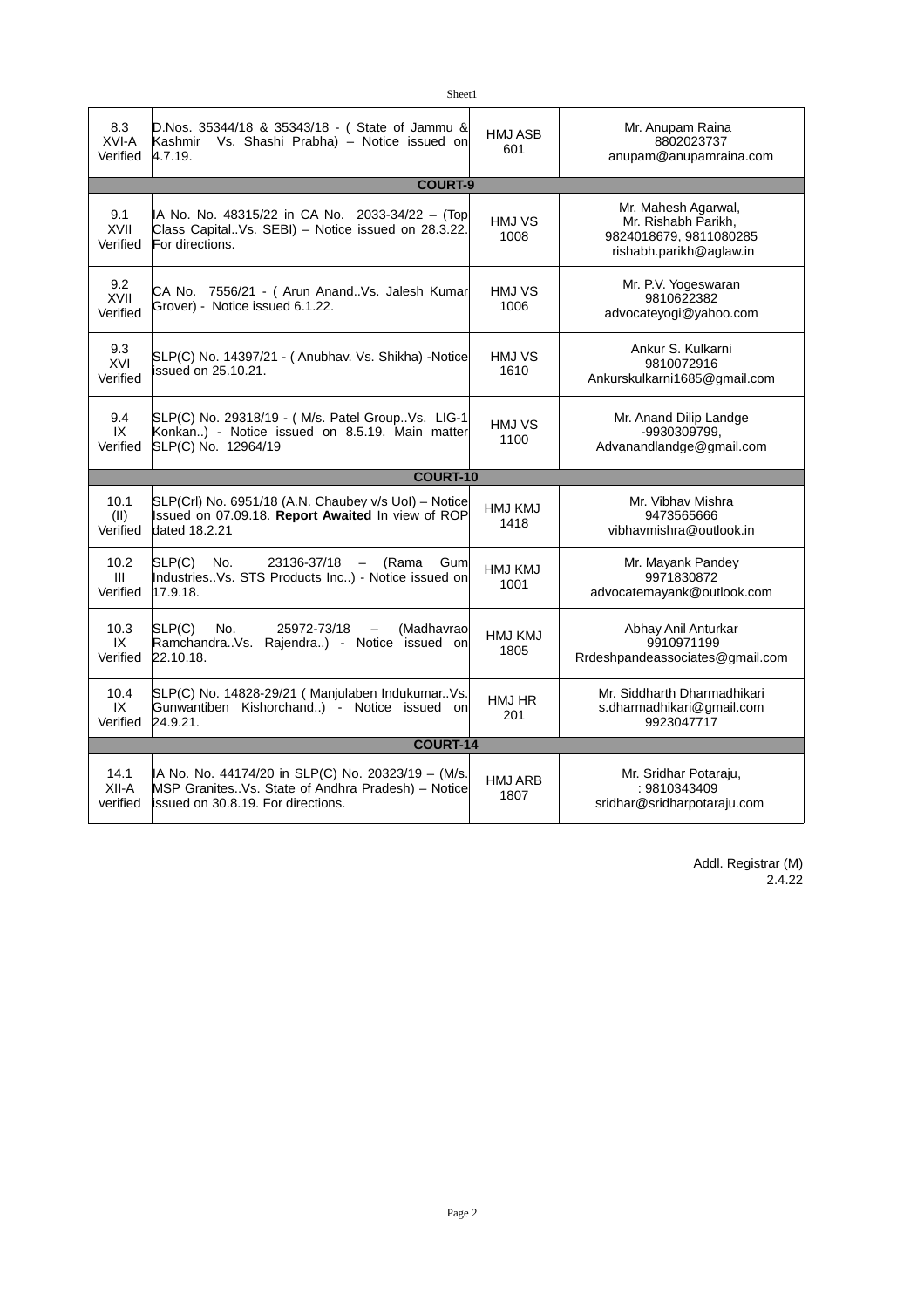| | | | |
|---|---|---|---|
| 8.3 XVI-A Verified | D.Nos. 35344/18 & 35343/18 - ( State of Jammu & Kashmir Vs. Shashi Prabha) – Notice issued on 4.7.19. | HMJ ASB 601 | Mr. Anupam Raina 8802023737 anupam@anupamraina.com |
| **COURT-9** | | | |
| 9.1 XVII Verified | IA No. No. 48315/22 in CA No. 2033-34/22 – (Top Class Capital..Vs. SEBI) – Notice issued on 28.3.22. For directions. | HMJ VS 1008 | Mr. Mahesh Agarwal, Mr. Rishabh Parikh, 9824018679, 9811080285 rishabh.parikh@aglaw.in |
| 9.2 XVII Verified | CA No. 7556/21 - ( Arun Anand..Vs. Jalesh Kumar Grover) - Notice issued 6.1.22. | HMJ VS 1006 | Mr. P.V. Yogeswaran 9810622382 advocateyogi@yahoo.com |
| 9.3 XVI Verified | SLP(C) No. 14397/21 - ( Anubhav. Vs. Shikha) -Notice issued on 25.10.21. | HMJ VS 1610 | Ankur S. Kulkarni 9810072916 Ankurskulkarni1685@gmail.com |
| 9.4 IX Verified | SLP(C) No. 29318/19 - ( M/s. Patel Group..Vs. LIG-1 Konkan..) - Notice issued on 8.5.19. Main matter SLP(C) No. 12964/19 | HMJ VS 1100 | Mr. Anand Dilip Landge -9930309799, Advanandlandge@gmail.com |
| **COURT-10** | | | |
| 10.1 (II) Verified | SLP(Crl) No. 6951/18 (A.N. Chaubey v/s UoI) – Notice Issued on 07.09.18. **Report Awaited** In view of ROP dated 18.2.21 | HMJ KMJ 1418 | Mr. Vibhav Mishra 9473565666 vibhavmishra@outlook.in |
| 10.2 III Verified | SLP(C) No. 23136-37/18 – (Rama Gum Industries..Vs. STS Products Inc..) - Notice issued on 17.9.18. | HMJ KMJ 1001 | Mr. Mayank Pandey 9971830872 advocatemayank@outlook.com |
| 10.3 IX Verified | SLP(C) No. 25972-73/18 – (Madhavrao Ramchandra..Vs. Rajendra..) - Notice issued on 22.10.18. | HMJ KMJ 1805 | Abhay Anil Anturkar 9910971199 Rrdeshpandeassociates@gmail.com |
| 10.4 IX Verified | SLP(C) No. 14828-29/21 ( Manjulaben Indukumar..Vs. Gunwantiben Kishorchand..) - Notice issued on 24.9.21. | HMJ HR 201 | Mr. Siddharth Dharmadhikari s.dharmadhikari@gmail.com 9923047717 |
| **COURT-14** | | | |
| 14.1 XII-A verified | IA No. No. 44174/20 in SLP(C) No. 20323/19 – (M/s. MSP Granites..Vs. State of Andhra Pradesh) – Notice issued on 30.8.19. For directions. | HMJ ARB 1807 | Mr. Sridhar Potaraju, : 9810343409 sridhar@sridharpotaraju.com |

Addl. Registrar (M)
2.4.22